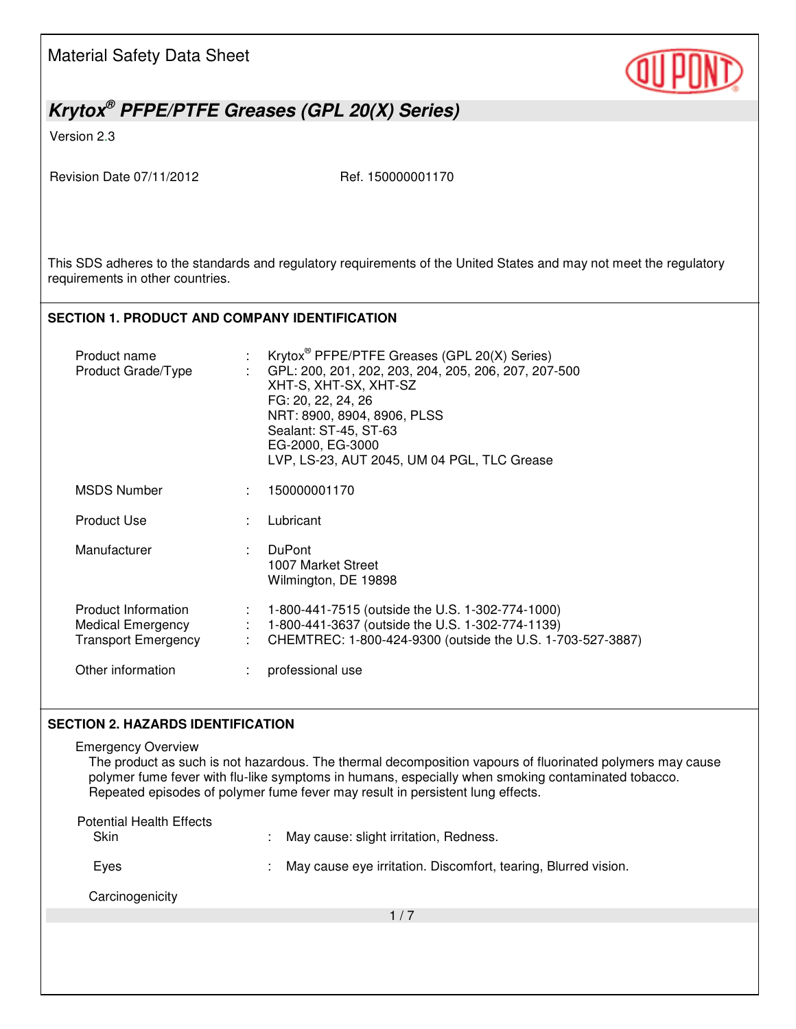Material Safety Data Sheet

# Krytox® PFPE/PTFE Greases (GPL 20(X) Series)

Version 2.3

Revision Date 07/11/2012 Ref. 150000001170

This SDS adheres to the standards and regulatory requirements of the United States and may not meet the regulatory requirements in other countries.

## SECTION 1. PRODUCT AND COMPANY IDENTIFICATION

| | | |
|---|---|---|
| Product name | : | Krytox® PFPE/PTFE Greases (GPL 20(X) Series) |
| Product Grade/Type | : | GPL: 200, 201, 202, 203, 204, 205, 206, 207, 207-500<br>XHT-S, XHT-SX, XHT-SZ<br>FG: 20, 22, 24, 26<br>NRT: 8900, 8904, 8906, PLSS<br>Sealant: ST-45, ST-63<br>EG-2000, EG-3000<br>LVP, LS-23, AUT 2045, UM 04 PGL, TLC Grease |
| MSDS Number | : | 150000001170 |
| Product Use | : | Lubricant |
| Manufacturer | : | DuPont<br>1007 Market Street<br>Wilmington, DE 19898 |
| Product Information | : | 1-800-441-7515 (outside the U.S. 1-302-774-1000) |
| Medical Emergency | : | 1-800-441-3637 (outside the U.S. 1-302-774-1139) |
| Transport Emergency | : | CHEMTREC: 1-800-424-9300 (outside the U.S. 1-703-527-3887) |
| Other information | : | professional use |

## SECTION 2. HAZARDS IDENTIFICATION

Emergency Overview

The product as such is not hazardous. The thermal decomposition vapours of fluorinated polymers may cause polymer fume fever with flu-like symptoms in humans, especially when smoking contaminated tobacco. Repeated episodes of polymer fume fever may result in persistent lung effects.

Potential Health Effects

| | | |
|---|---|---|
| Skin | : | May cause: slight irritation, Redness. |
| Eyes | : | May cause eye irritation. Discomfort, tearing, Blurred vision. |

Carcinogenicity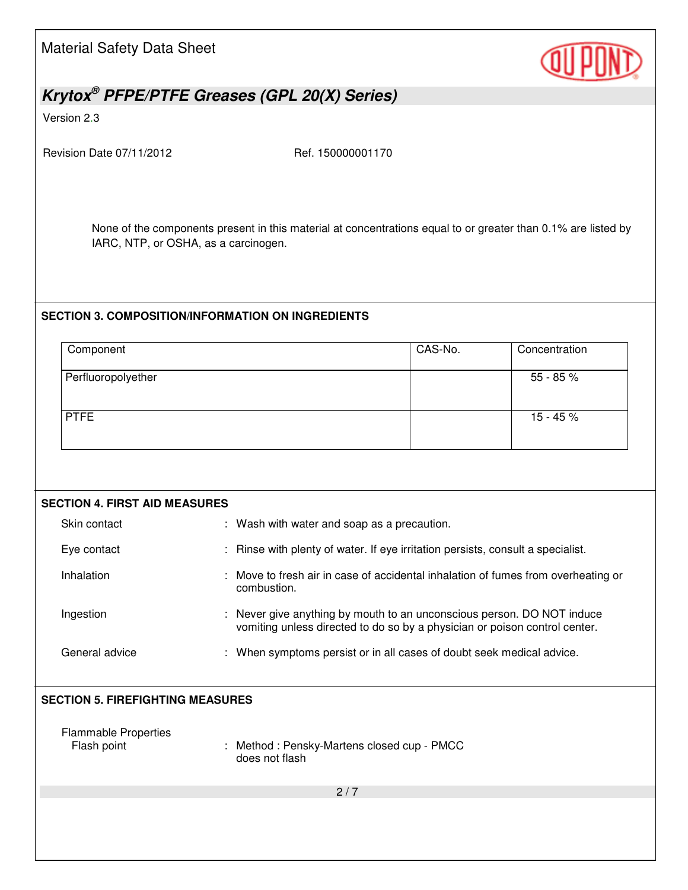None of the components present in this material at concentrations equal to or greater than 0.1% are listed by IARC, NTP, or OSHA, as a carcinogen.

## SECTION 3. COMPOSITION/INFORMATION ON INGREDIENTS

| Component | CAS-No. | Concentration |
| --- | --- | --- |
| Perfluoropolyether | | 55 - 85 % |
| PTFE | | 15 - 45 % |

## SECTION 4. FIRST AID MEASURES

| | |
| --- | --- |
| Skin contact | : Wash with water and soap as a precaution. |
| Eye contact | : Rinse with plenty of water. If eye irritation persists, consult a specialist. |
| Inhalation | : Move to fresh air in case of accidental inhalation of fumes from overheating or combustion. |
| Ingestion | : Never give anything by mouth to an unconscious person. DO NOT induce vomiting unless directed to do so by a physician or poison control center. |
| General advice | : When symptoms persist or in all cases of doubt seek medical advice. |

## SECTION 5. FIREFIGHTING MEASURES

Flammable Properties

| | |
| --- | --- |
| Flash point | : Method : Pensky-Martens closed cup - PMCC<br>does not flash |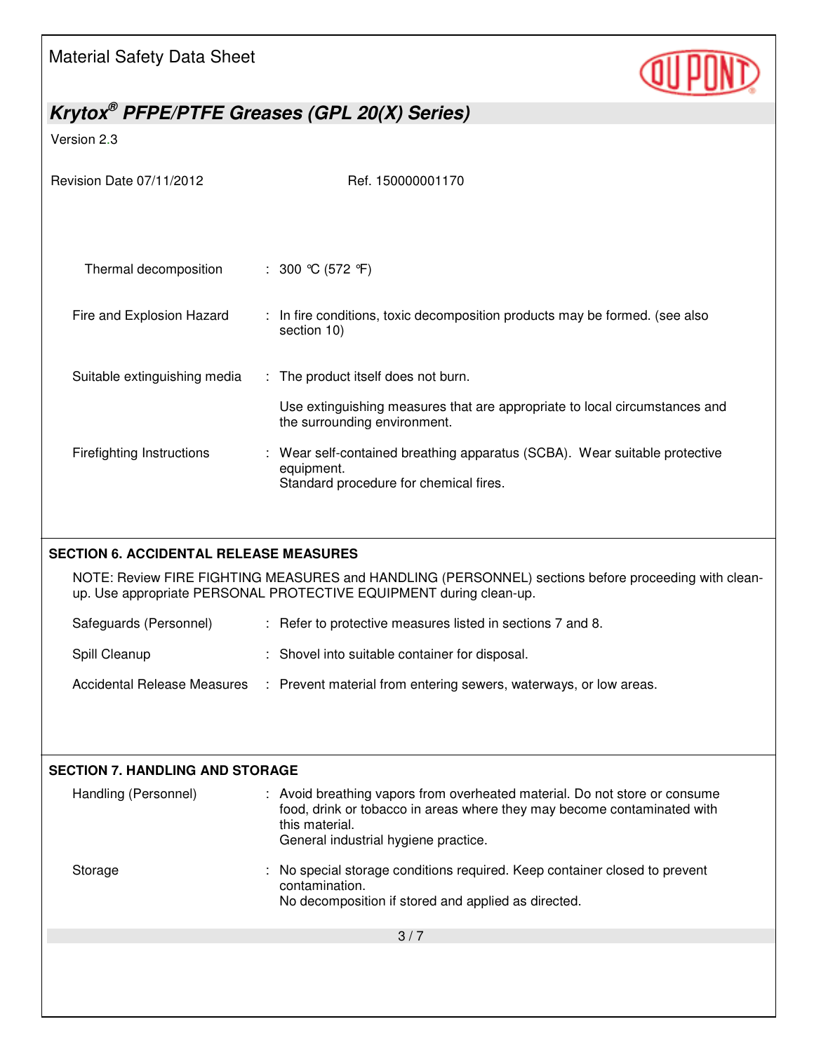| | | |
|---|---|---|
| Thermal decomposition | : | 300 ℃ (572 ℉) |
| Fire and Explosion Hazard | : | In fire conditions, toxic decomposition products may be formed. (see also section 10) |
| Suitable extinguishing media | : | The product itself does not burn.<br><br>Use extinguishing measures that are appropriate to local circumstances and the surrounding environment. |
| Firefighting Instructions | : | Wear self-contained breathing apparatus (SCBA). Wear suitable protective equipment.<br>Standard procedure for chemical fires. |

## SECTION 6. ACCIDENTAL RELEASE MEASURES

NOTE: Review FIRE FIGHTING MEASURES and HANDLING (PERSONNEL) sections before proceeding with clean-up. Use appropriate PERSONAL PROTECTIVE EQUIPMENT during clean-up.

| | | |
|---|---|---|
| Safeguards (Personnel) | : | Refer to protective measures listed in sections 7 and 8. |
| Spill Cleanup | : | Shovel into suitable container for disposal. |
| Accidental Release Measures | : | Prevent material from entering sewers, waterways, or low areas. |

## SECTION 7. HANDLING AND STORAGE

| | | |
|---|---|---|
| Handling (Personnel) | : | Avoid breathing vapors from overheated material. Do not store or consume food, drink or tobacco in areas where they may become contaminated with this material.<br>General industrial hygiene practice. |
| Storage | : | No special storage conditions required. Keep container closed to prevent contamination.<br>No decomposition if stored and applied as directed. |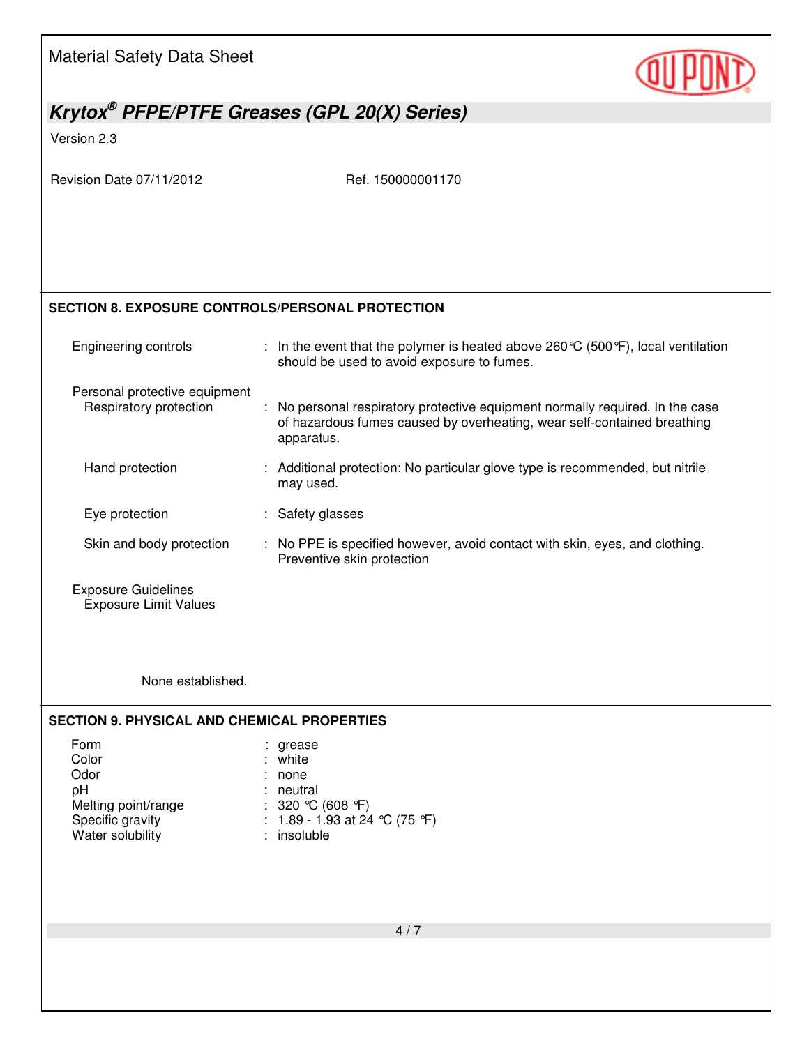## SECTION 8. EXPOSURE CONTROLS/PERSONAL PROTECTION

**Engineering controls** : In the event that the polymer is heated above 260°C (500°F), local ventilation should be used to avoid exposure to fumes.

**Personal protective equipment**

- **Respiratory protection** : No personal respiratory protective equipment normally required. In the case of hazardous fumes caused by overheating, wear self-contained breathing apparatus.
- **Hand protection** : Additional protection: No particular glove type is recommended, but nitrile may used.
- **Eye protection** : Safety glasses
- **Skin and body protection** : No PPE is specified however, avoid contact with skin, eyes, and clothing. Preventive skin protection

**Exposure Guidelines**

Exposure Limit Values

None established.

## SECTION 9. PHYSICAL AND CHEMICAL PROPERTIES

| Property | Value |
|---|---|
| Form | grease |
| Color | white |
| Odor | none |
| pH | neutral |
| Melting point/range | 320 °C (608 °F) |
| Specific gravity | 1.89 - 1.93 at 24 °C (75 °F) |
| Water solubility | insoluble |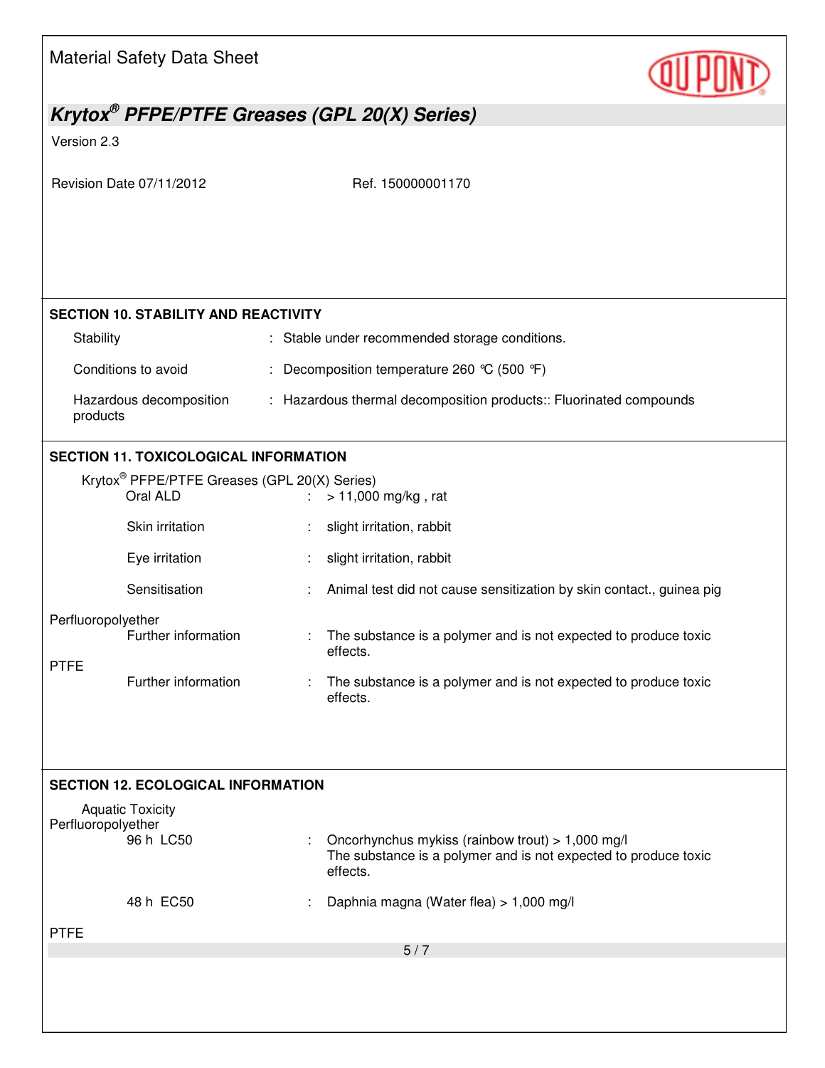## SECTION 10. STABILITY AND REACTIVITY

| | | |
|---|---|---|
| Stability | : | Stable under recommended storage conditions. |
| Conditions to avoid | : | Decomposition temperature 260 °C (500 °F) |
| Hazardous decomposition products | : | Hazardous thermal decomposition products:: Fluorinated compounds |

## SECTION 11. TOXICOLOGICAL INFORMATION

Krytox® PFPE/PTFE Greases (GPL 20(X) Series)

| | | |
|---|---|---|
| Oral ALD | : | > 11,000 mg/kg , rat |
| Skin irritation | : | slight irritation, rabbit |
| Eye irritation | : | slight irritation, rabbit |
| Sensitisation | : | Animal test did not cause sensitization by skin contact., guinea pig |

Perfluoropolyether

| | | |
|---|---|---|
| Further information | : | The substance is a polymer and is not expected to produce toxic effects. |

PTFE

| | | |
|---|---|---|
| Further information | : | The substance is a polymer and is not expected to produce toxic effects. |

## SECTION 12. ECOLOGICAL INFORMATION

Aquatic Toxicity

Perfluoropolyether

| | | |
|---|---|---|
| 96 h LC50 | : | Oncorhynchus mykiss (rainbow trout) > 1,000 mg/l<br>The substance is a polymer and is not expected to produce toxic effects. |
| 48 h EC50 | : | Daphnia magna (Water flea) > 1,000 mg/l |

PTFE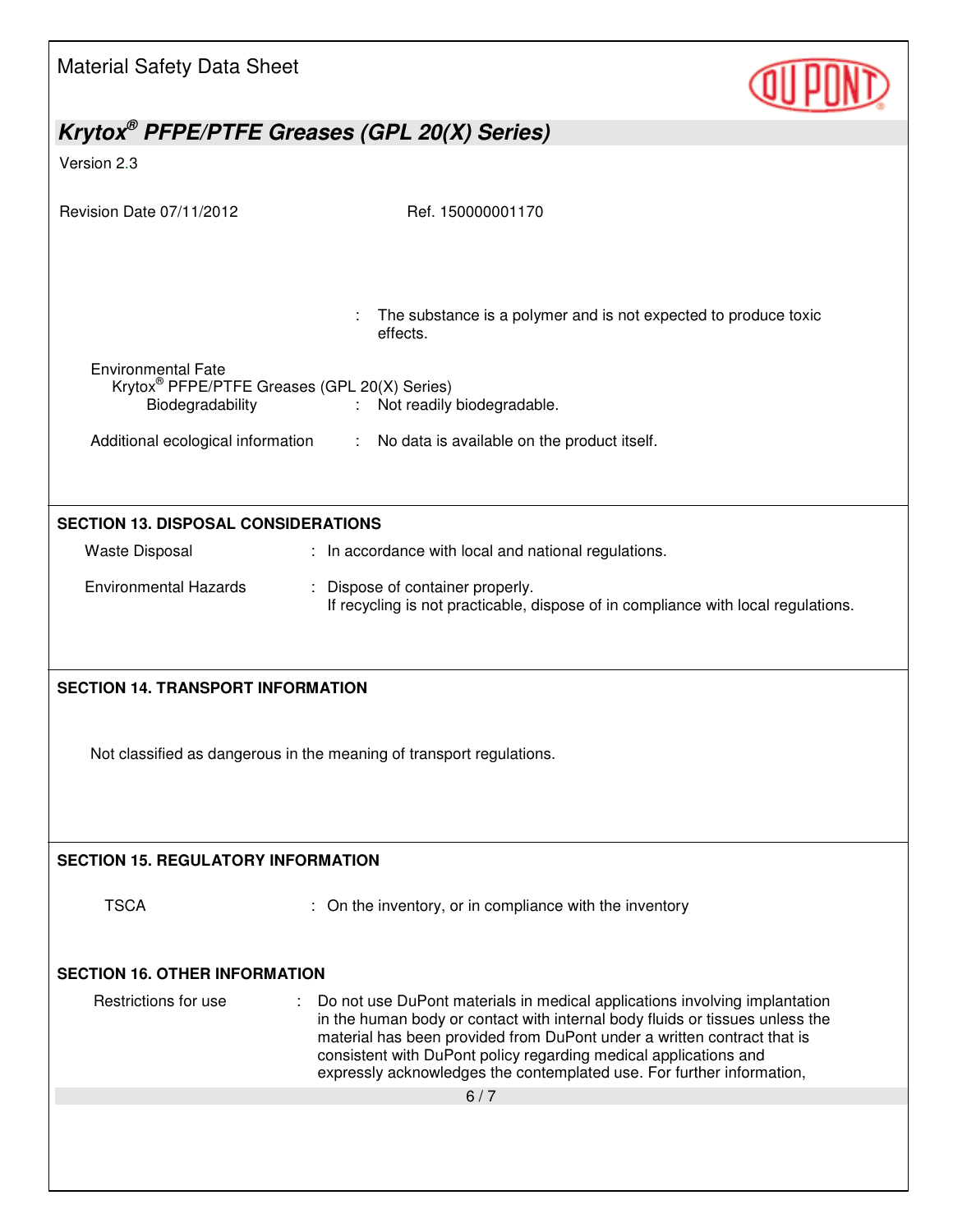: The substance is a polymer and is not expected to produce toxic effects.

Environmental Fate

Krytox® PFPE/PTFE Greases (GPL 20(X) Series)

Biodegradability : Not readily biodegradable.

Additional ecological information : No data is available on the product itself.

## SECTION 13. DISPOSAL CONSIDERATIONS

Waste Disposal : In accordance with local and national regulations.

Environmental Hazards : Dispose of container properly.
If recycling is not practicable, dispose of in compliance with local regulations.

## SECTION 14. TRANSPORT INFORMATION

Not classified as dangerous in the meaning of transport regulations.

## SECTION 15. REGULATORY INFORMATION

TSCA : On the inventory, or in compliance with the inventory

## SECTION 16. OTHER INFORMATION

Restrictions for use : Do not use DuPont materials in medical applications involving implantation in the human body or contact with internal body fluids or tissues unless the material has been provided from DuPont under a written contract that is consistent with DuPont policy regarding medical applications and expressly acknowledges the contemplated use. For further information,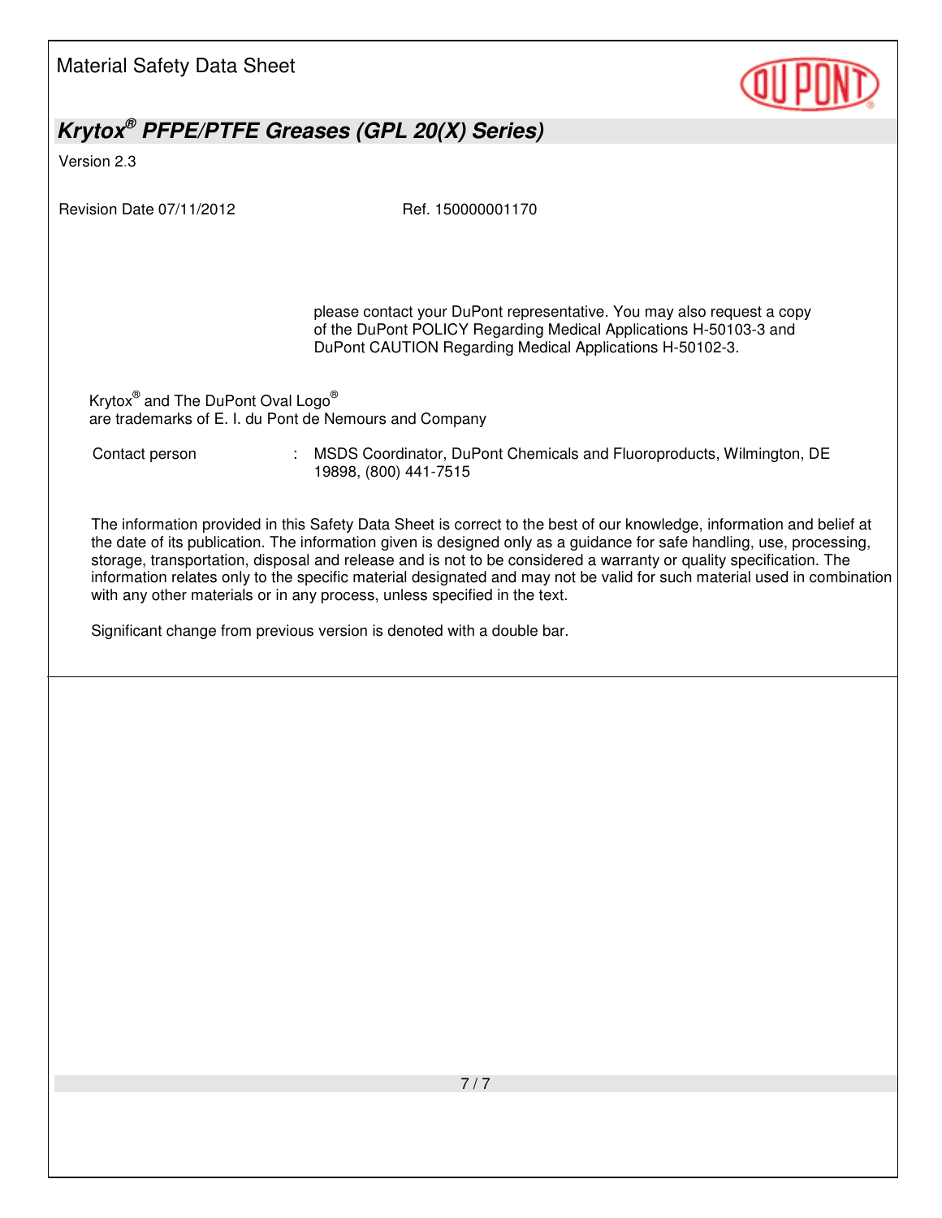please contact your DuPont representative. You may also request a copy of the DuPont POLICY Regarding Medical Applications H-50103-3 and DuPont CAUTION Regarding Medical Applications H-50102-3.

Krytox® and The DuPont Oval Logo®
are trademarks of E. I. du Pont de Nemours and Company

Contact person : MSDS Coordinator, DuPont Chemicals and Fluoroproducts, Wilmington, DE 19898, (800) 441-7515

The information provided in this Safety Data Sheet is correct to the best of our knowledge, information and belief at the date of its publication. The information given is designed only as a guidance for safe handling, use, processing, storage, transportation, disposal and release and is not to be considered a warranty or quality specification. The information relates only to the specific material designated and may not be valid for such material used in combination with any other materials or in any process, unless specified in the text.

Significant change from previous version is denoted with a double bar.